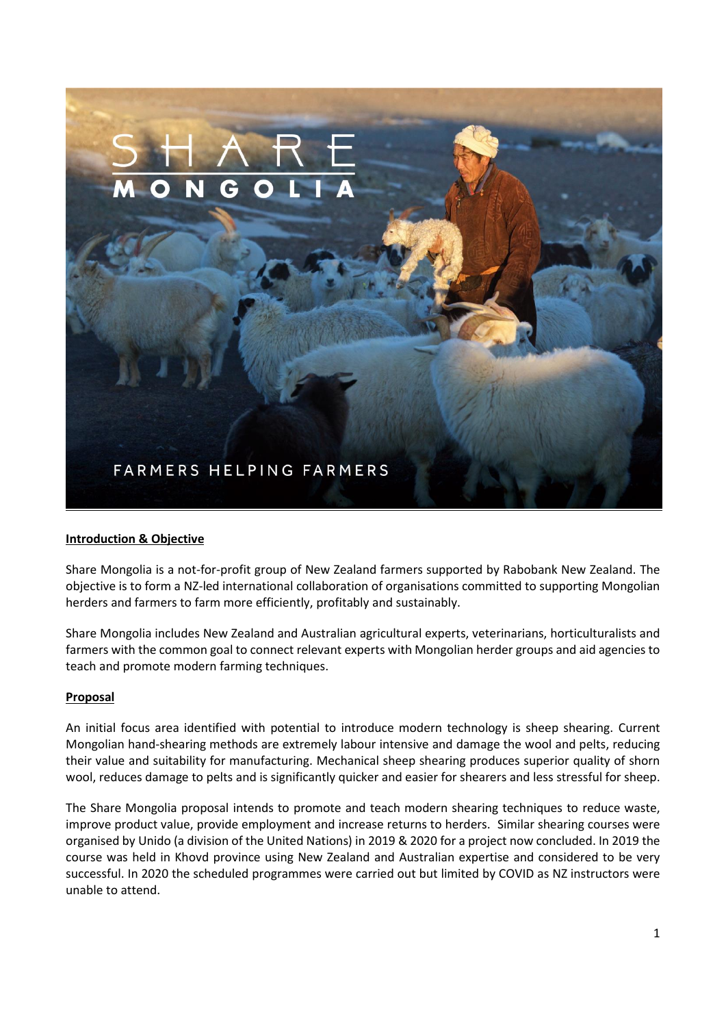# SHARE MONGOLIA

FARMERS HELPING FARMERS

**Introduction & Objective**

Share Mongolia is a not-for-profit group of New Zealand farmers supported by Rabobank New Zealand. The objective is to form a NZ-led international collaboration of organisations committed to supporting Mongolian herders and farmers to farm more efficiently, profitably and sustainably.

Share Mongolia includes New Zealand and Australian agricultural experts, veterinarians, horticulturalists and farmers with the common goal to connect relevant experts with Mongolian herder groups and aid agencies to teach and promote modern farming techniques.

**Proposal**

An initial focus area identified with potential to introduce modern technology is sheep shearing. Current Mongolian hand-shearing methods are extremely labour intensive and damage the wool and pelts, reducing their value and suitability for manufacturing. Mechanical sheep shearing produces superior quality of shorn wool, reduces damage to pelts and is significantly quicker and easier for shearers and less stressful for sheep.

The Share Mongolia proposal intends to promote and teach modern shearing techniques to reduce waste, improve product value, provide employment and increase returns to herders. Similar shearing courses were organised by Unido (a division of the United Nations) in 2019 & 2020 for a project now concluded. In 2019 the course was held in Khovd province using New Zealand and Australian expertise and considered to be very successful. In 2020 the scheduled programmes were carried out but limited by COVID as NZ instructors were unable to attend.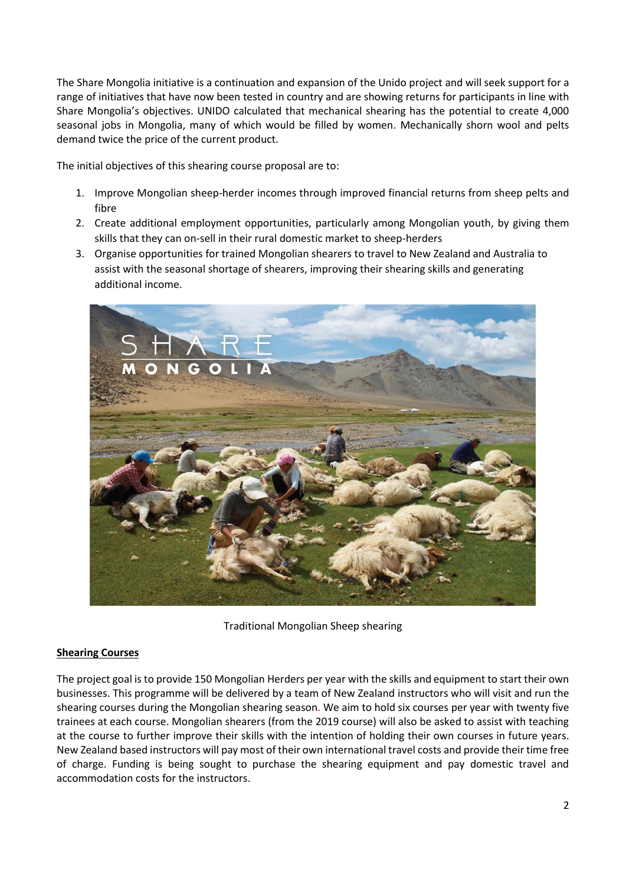The Share Mongolia initiative is a continuation and expansion of the Unido project and will seek support for a range of initiatives that have now been tested in country and are showing returns for participants in line with Share Mongolia's objectives. UNIDO calculated that mechanical shearing has the potential to create 4,000 seasonal jobs in Mongolia, many of which would be filled by women. Mechanically shorn wool and pelts demand twice the price of the current product.

The initial objectives of this shearing course proposal are to:

1. Improve Mongolian sheep-herder incomes through improved financial returns from sheep pelts and fibre
2. Create additional employment opportunities, particularly among Mongolian youth, by giving them skills that they can on-sell in their rural domestic market to sheep-herders
3. Organise opportunities for trained Mongolian shearers to travel to New Zealand and Australia to assist with the seasonal shortage of shearers, improving their shearing skills and generating additional income.

Traditional Mongolian Sheep shearing

**Shearing Courses**

The project goal is to provide 150 Mongolian Herders per year with the skills and equipment to start their own businesses. This programme will be delivered by a team of New Zealand instructors who will visit and run the shearing courses during the Mongolian shearing season. We aim to hold six courses per year with twenty five trainees at each course. Mongolian shearers (from the 2019 course) will also be asked to assist with teaching at the course to further improve their skills with the intention of holding their own courses in future years. New Zealand based instructors will pay most of their own international travel costs and provide their time free of charge. Funding is being sought to purchase the shearing equipment and pay domestic travel and accommodation costs for the instructors.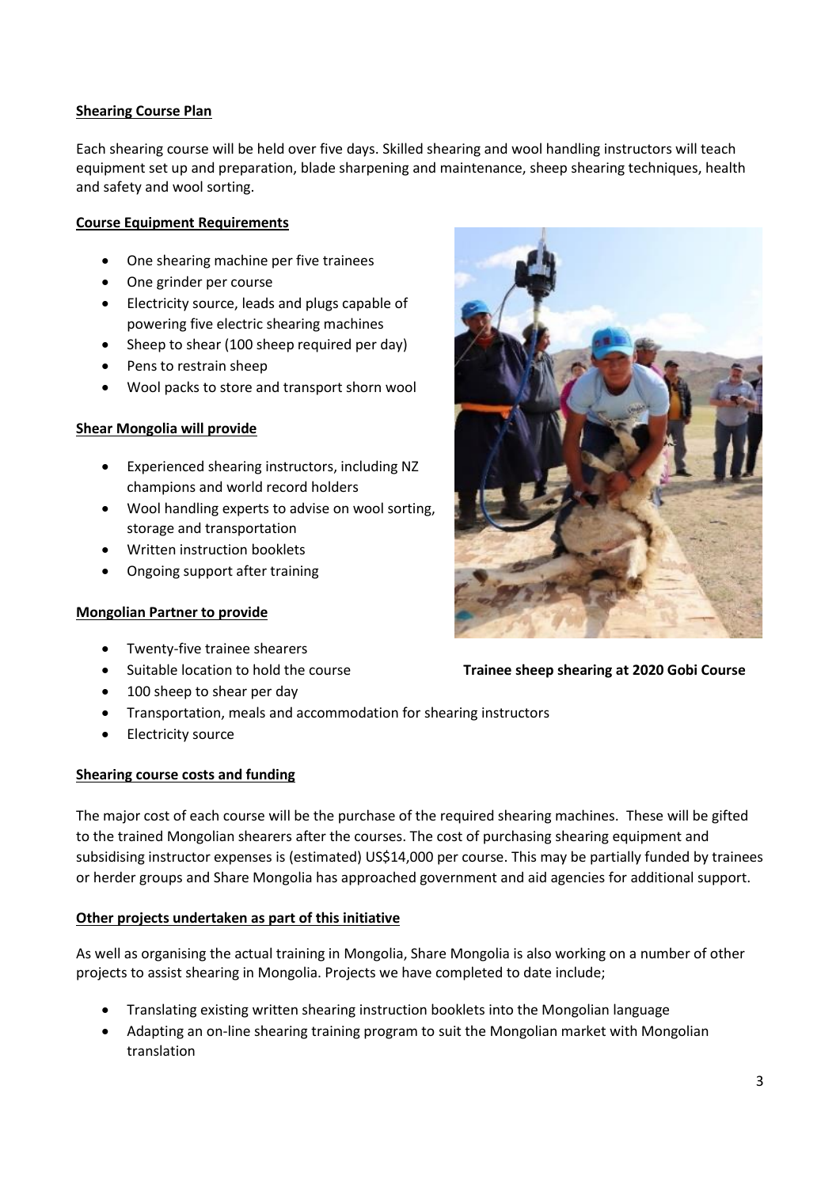**Shearing Course Plan**

Each shearing course will be held over five days. Skilled shearing and wool handling instructors will teach equipment set up and preparation, blade sharpening and maintenance, sheep shearing techniques, health and safety and wool sorting.

**Course Equipment Requirements**

- One shearing machine per five trainees
- One grinder per course
- Electricity source, leads and plugs capable of powering five electric shearing machines
- Sheep to shear (100 sheep required per day)
- Pens to restrain sheep
- Wool packs to store and transport shorn wool

**Shear Mongolia will provide**

- Experienced shearing instructors, including NZ champions and world record holders
- Wool handling experts to advise on wool sorting, storage and transportation
- Written instruction booklets
- Ongoing support after training

**Mongolian Partner to provide**

- Twenty-five trainee shearers
- Suitable location to hold the course
- 100 sheep to shear per day
- Transportation, meals and accommodation for shearing instructors
- Electricity source

**Trainee sheep shearing at 2020 Gobi Course**

**Shearing course costs and funding**

The major cost of each course will be the purchase of the required shearing machines. These will be gifted to the trained Mongolian shearers after the courses. The cost of purchasing shearing equipment and subsidising instructor expenses is (estimated) US$14,000 per course. This may be partially funded by trainees or herder groups and Share Mongolia has approached government and aid agencies for additional support.

**Other projects undertaken as part of this initiative**

As well as organising the actual training in Mongolia, Share Mongolia is also working on a number of other projects to assist shearing in Mongolia. Projects we have completed to date include;

- Translating existing written shearing instruction booklets into the Mongolian language
- Adapting an on-line shearing training program to suit the Mongolian market with Mongolian translation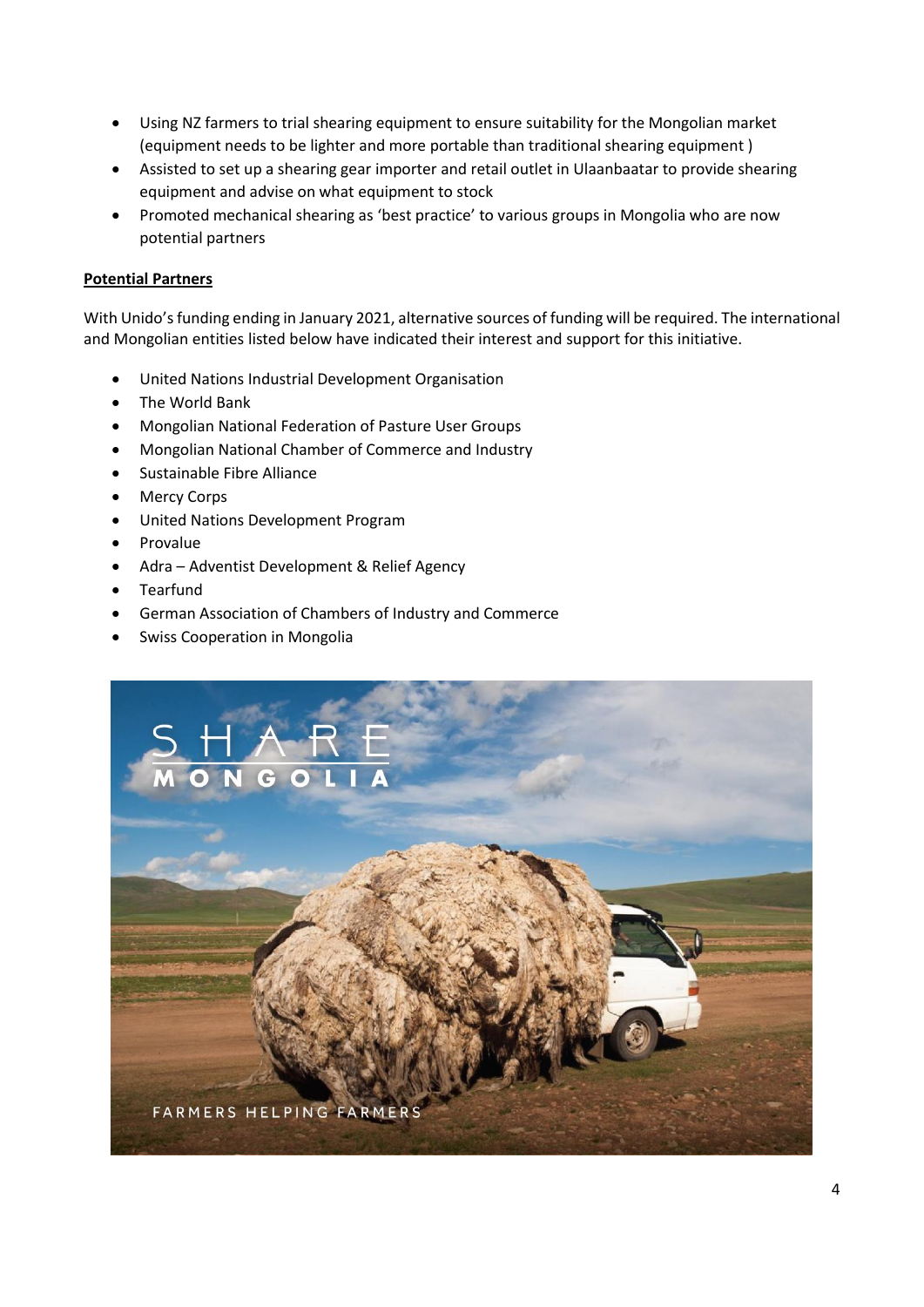- Using NZ farmers to trial shearing equipment to ensure suitability for the Mongolian market (equipment needs to be lighter and more portable than traditional shearing equipment )
- Assisted to set up a shearing gear importer and retail outlet in Ulaanbaatar to provide shearing equipment and advise on what equipment to stock
- Promoted mechanical shearing as 'best practice' to various groups in Mongolia who are now potential partners

**Potential Partners**

With Unido's funding ending in January 2021, alternative sources of funding will be required. The international and Mongolian entities listed below have indicated their interest and support for this initiative.

- United Nations Industrial Development Organisation
- The World Bank
- Mongolian National Federation of Pasture User Groups
- Mongolian National Chamber of Commerce and Industry
- Sustainable Fibre Alliance
- Mercy Corps
- United Nations Development Program
- Provalue
- Adra – Adventist Development & Relief Agency
- Tearfund
- German Association of Chambers of Industry and Commerce
- Swiss Cooperation in Mongolia